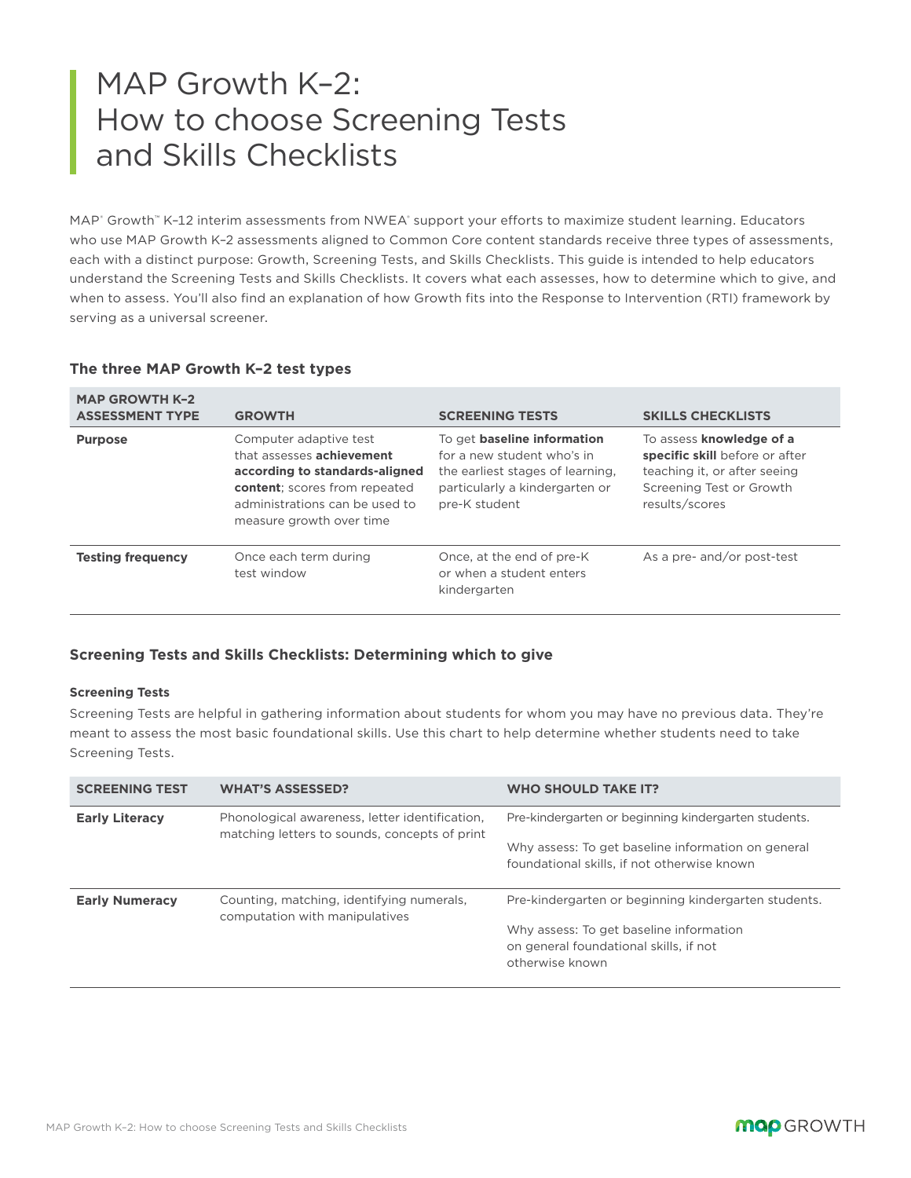# MAP Growth K–2: How to choose Screening Tests and Skills Checklists

MAP® Growth™ K–12 interim assessments from NWEA® support your efforts to maximize student learning. Educators who use MAP Growth K–2 assessments aligned to Common Core content standards receive three types of assessments, each with a distinct purpose: Growth, Screening Tests, and Skills Checklists. This guide is intended to help educators understand the Screening Tests and Skills Checklists. It covers what each assesses, how to determine which to give, and when to assess. You'll also find an explanation of how Growth fits into the Response to Intervention (RTI) framework by serving as a universal screener.

### The three MAP Growth K–2 test types

| MAP GROWTH K–2 ASSESSMENT TYPE | GROWTH | SCREENING TESTS | SKILLS CHECKLISTS |
|---|---|---|---|
| **Purpose** | Computer adaptive test that assesses **achievement according to standards-aligned content**; scores from repeated administrations can be used to measure growth over time | To get **baseline information** for a new student who's in the earliest stages of learning, particularly a kindergarten or pre-K student | To assess **knowledge of a specific skill** before or after teaching it, or after seeing Screening Test or Growth results/scores |
| **Testing frequency** | Once each term during test window | Once, at the end of pre-K or when a student enters kindergarten | As a pre- and/or post-test |

### Screening Tests and Skills Checklists: Determining which to give

#### Screening Tests

Screening Tests are helpful in gathering information about students for whom you may have no previous data. They're meant to assess the most basic foundational skills. Use this chart to help determine whether students need to take Screening Tests.

| SCREENING TEST | WHAT'S ASSESSED? | WHO SHOULD TAKE IT? |
|---|---|---|
| **Early Literacy** | Phonological awareness, letter identification, matching letters to sounds, concepts of print | Pre-kindergarten or beginning kindergarten students.<br><br>Why assess: To get baseline information on general foundational skills, if not otherwise known |
| **Early Numeracy** | Counting, matching, identifying numerals, computation with manipulatives | Pre-kindergarten or beginning kindergarten students.<br><br>Why assess: To get baseline information on general foundational skills, if not otherwise known |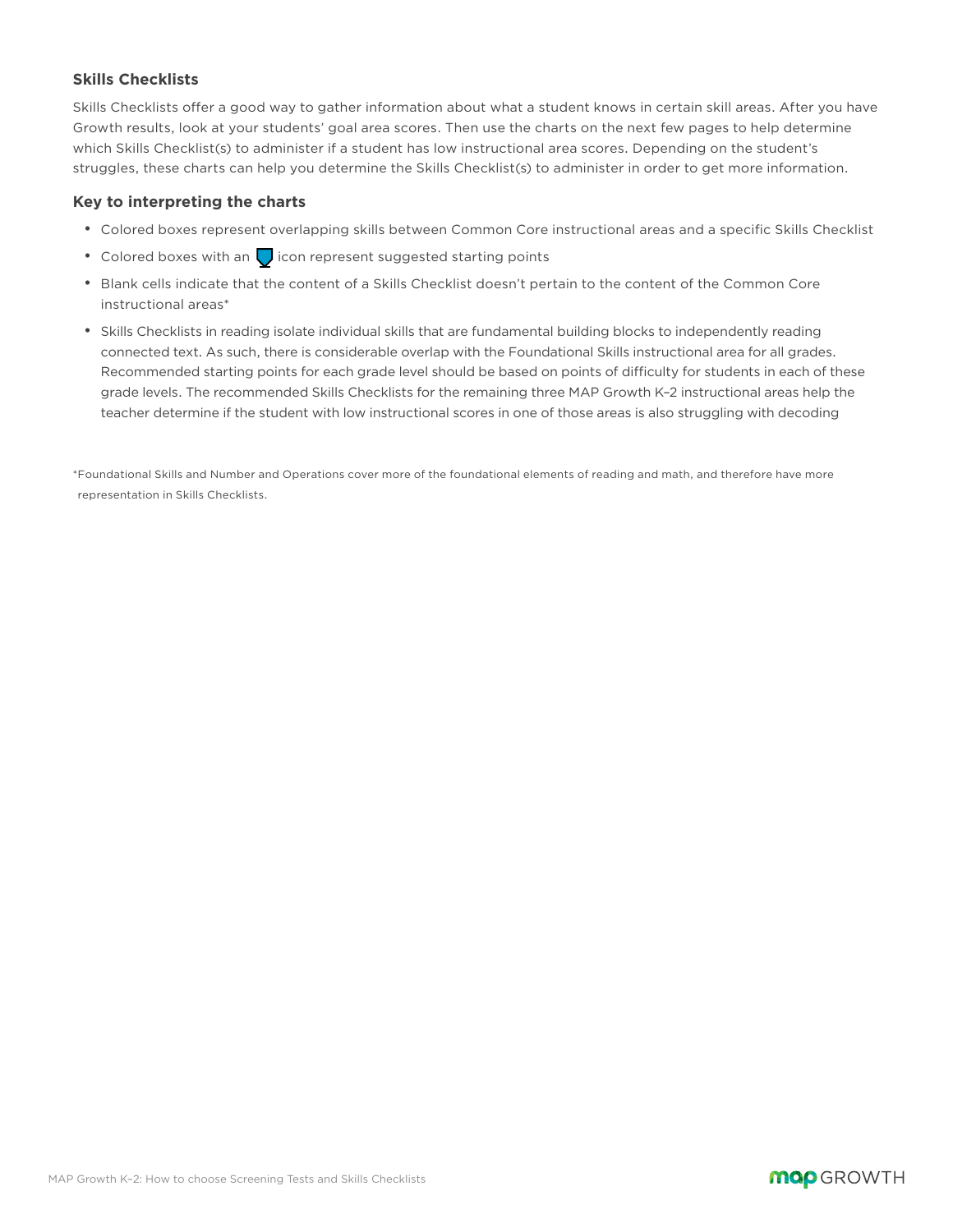### Skills Checklists

Skills Checklists offer a good way to gather information about what a student knows in certain skill areas. After you have Growth results, look at your students' goal area scores. Then use the charts on the next few pages to help determine which Skills Checklist(s) to administer if a student has low instructional area scores. Depending on the student's struggles, these charts can help you determine the Skills Checklist(s) to administer in order to get more information.

#### Key to interpreting the charts

- Colored boxes represent overlapping skills between Common Core instructional areas and a specific Skills Checklist
- Colored boxes with an icon represent suggested starting points
- Blank cells indicate that the content of a Skills Checklist doesn't pertain to the content of the Common Core instructional areas*
- Skills Checklists in reading isolate individual skills that are fundamental building blocks to independently reading connected text. As such, there is considerable overlap with the Foundational Skills instructional area for all grades. Recommended starting points for each grade level should be based on points of difficulty for students in each of these grade levels. The recommended Skills Checklists for the remaining three MAP Growth K–2 instructional areas help the teacher determine if the student with low instructional scores in one of those areas is also struggling with decoding

*Foundational Skills and Number and Operations cover more of the foundational elements of reading and math, and therefore have more representation in Skills Checklists.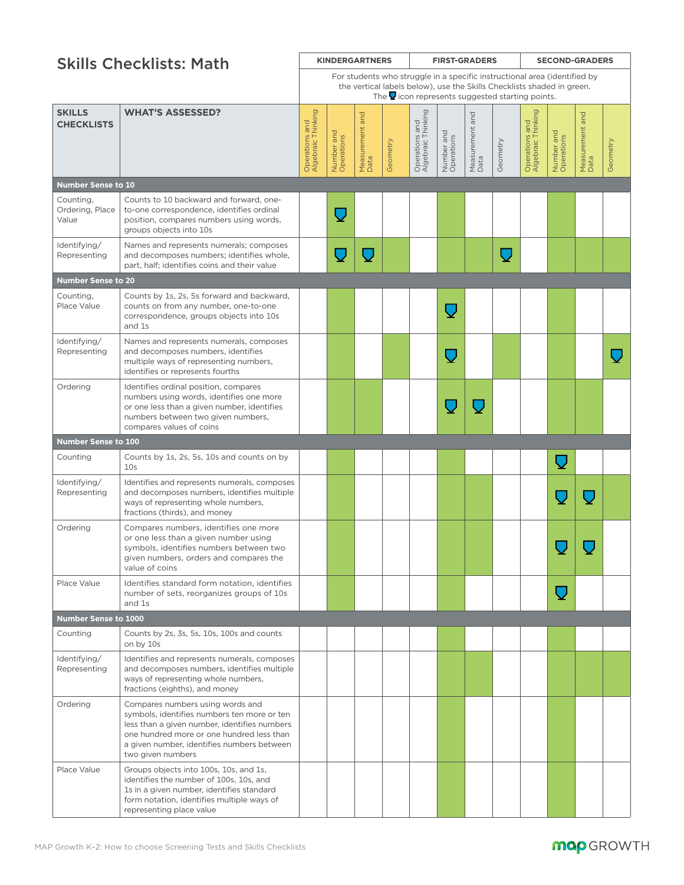# Skills Checklists: Math

For students who struggle in a specific instructional area (identified by the vertical labels below), use the Skills Checklists shaded in green. The ▼ icon represents suggested starting points.

In the table below, ■ marks a green-shaded cell and ■ ▼ marks a green-shaded cell with the starting-point icon.

| Skills Checklists | What's Assessed? | Kindergartners: Operations and Algebraic Thinking | Kindergartners: Number and Operations | Kindergartners: Measurement and Data | Kindergartners: Geometry | First-Graders: Operations and Algebraic Thinking | First-Graders: Number and Operations | First-Graders: Measurement and Data | First-Graders: Geometry | Second-Graders: Operations and Algebraic Thinking | Second-Graders: Number and Operations | Second-Graders: Measurement and Data | Second-Graders: Geometry |
|---|---|---|---|---|---|---|---|---|---|---|---|---|---|
| **Number Sense to 10** | | | | | | | | | | | | | |
| Counting, Ordering, Place Value | Counts to 10 backward and forward, one-to-one correspondence, identifies ordinal position, compares numbers using words, groups objects into 10s | | ■ ▼ | | | | ■ | | | | ■ | | |
| Identifying/ Representing | Names and represents numerals; composes and decomposes numbers; identifies whole, part, half; identifies coins and their value | | ■ ▼ | ■ ▼ | ■ | | ■ | ■ | ■ ▼ | | ■ | ■ | ■ |
| **Number Sense to 20** | | | | | | | | | | | | | |
| Counting, Place Value | Counts by 1s, 2s, 5s forward and backward, counts on from any number, one-to-one correspondence, groups objects into 10s and 1s | | ■ | | | | ■ ▼ | | | | ■ | | |
| Identifying/ Representing | Names and represents numerals, composes and decomposes numbers, identifies multiple ways of representing numbers, identifies or represents fourths | | ■ | | ■ | | ■ ▼ | | ■ | | ■ | | ■ ▼ |
| Ordering | Identifies ordinal position, compares numbers using words, identifies one more or one less than a given number, identifies numbers between two given numbers, compares values of coins | | ■ | ■ | | | ■ ▼ | ■ ▼ | | | ■ | ■ | |
| **Number Sense to 100** | | | | | | | | | | | | | |
| Counting | Counts by 1s, 2s, 5s, 10s and counts on by 10s | | ■ | | | | ■ | | | | ■ ▼ | | |
| Identifying/ Representing | Identifies and represents numerals, composes and decomposes numbers, identifies multiple ways of representing whole numbers, fractions (thirds), and money | | ■ | | | | ■ | ■ | | | ■ ▼ | ■ ▼ | ■ |
| Ordering | Compares numbers, identifies one more or one less than a given number using symbols, identifies numbers between two given numbers, orders and compares the value of coins | | ■ | | | | ■ | ■ | | | ■ ▼ | ■ ▼ | |
| Place Value | Identifies standard form notation, identifies number of sets, reorganizes groups of 10s and 1s | | ■ | | | | ■ | | | | ■ ▼ | | |
| **Number Sense to 1000** | | | | | | | | | | | | | |
| Counting | Counts by 2s, 3s, 5s, 10s, 100s and counts on by 10s | | | | | | ■ | | | | ■ | | |
| Identifying/ Representing | Identifies and represents numerals, composes and decomposes numbers, identifies multiple ways of representing whole numbers, fractions (eighths), and money | | | | | | ■ | ■ | | | ■ | ■ | ■ |
| Ordering | Compares numbers using words and symbols, identifies numbers ten more or ten less than a given number, identifies numbers one hundred more or one hundred less than a given number, identifies numbers between two given numbers | | | | | | ■ | | | | ■ | | |
| Place Value | Groups objects into 100s, 10s, and 1s, identifies the number of 100s, 10s, and 1s in a given number, identifies standard form notation, identifies multiple ways of representing place value | | | | | | ■ | | | | ■ | | |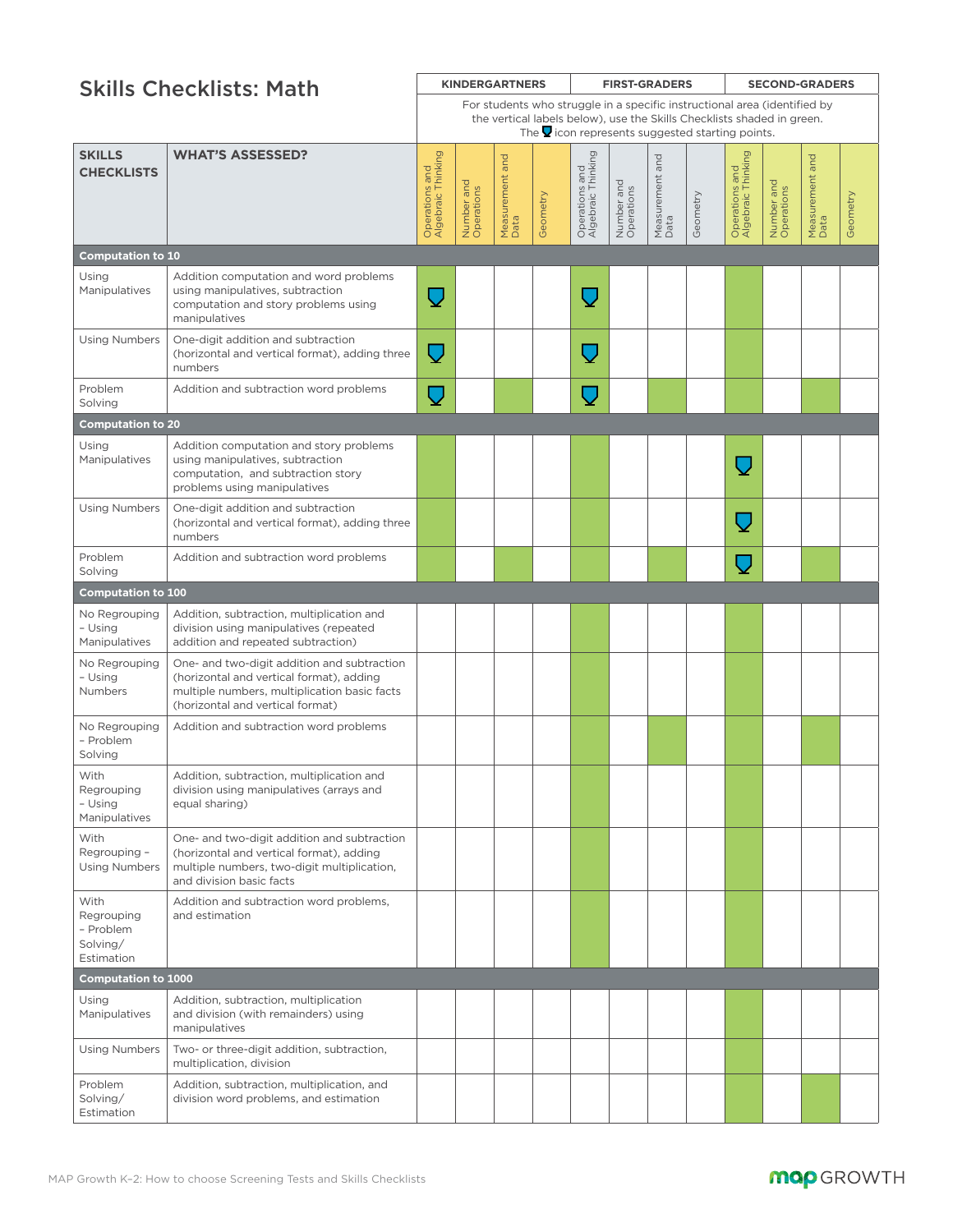# Skills Checklists: Math

For students who struggle in a specific instructional area (identified by the vertical labels below), use the Skills Checklists shaded in green. The ▼ icon represents suggested starting points.

| SKILLS CHECKLISTS | WHAT'S ASSESSED? | KINDERGARTNERS | | | | FIRST-GRADERS | | | | SECOND-GRADERS | | | |
|---|---|---|---|---|---|---|---|---|---|---|---|---|---|
| | | Operations and Algebraic Thinking | Number and Operations | Measurement and Data | Geometry | Operations and Algebraic Thinking | Number and Operations | Measurement and Data | Geometry | Operations and Algebraic Thinking | Number and Operations | Measurement and Data | Geometry |
| **Computation to 10** | | | | | | | | | | | | | |
| Using Manipulatives | Addition computation and word problems using manipulatives, subtraction computation and story problems using manipulatives | ■ ▼ | | | | ■ ▼ | | | | ■ | | | |
| Using Numbers | One-digit addition and subtraction (horizontal and vertical format), adding three numbers | ■ ▼ | | | | ■ ▼ | | | | ■ | | | |
| Problem Solving | Addition and subtraction word problems | ■ ▼ | | ■ | | ■ ▼ | | ■ | | ■ | | ■ | |
| **Computation to 20** | | | | | | | | | | | | | |
| Using Manipulatives | Addition computation and story problems using manipulatives, subtraction computation, and subtraction story problems using manipulatives | ■ | | | | ■ | | | | ■ ▼ | | | |
| Using Numbers | One-digit addition and subtraction (horizontal and vertical format), adding three numbers | ■ | | | | ■ | | | | ■ ▼ | | | |
| Problem Solving | Addition and subtraction word problems | ■ | | ■ | | ■ | | ■ | | ■ ▼ | | ■ | |
| **Computation to 100** | | | | | | | | | | | | | |
| No Regrouping – Using Manipulatives | Addition, subtraction, multiplication and division using manipulatives (repeated addition and repeated subtraction) | | | | | ■ | | | | ■ | | | |
| No Regrouping – Using Numbers | One- and two-digit addition and subtraction (horizontal and vertical format), adding multiple numbers, multiplication basic facts (horizontal and vertical format) | | | | | ■ | | | | ■ | | | |
| No Regrouping – Problem Solving | Addition and subtraction word problems | | | | | ■ | | ■ | | ■ | | ■ | |
| With Regrouping – Using Manipulatives | Addition, subtraction, multiplication and division using manipulatives (arrays and equal sharing) | | | | | ■ | | | | ■ | | | |
| With Regrouping – Using Numbers | One- and two-digit addition and subtraction (horizontal and vertical format), adding multiple numbers, two-digit multiplication, and division basic facts | | | | | ■ | | | | ■ | | | |
| With Regrouping – Problem Solving/ Estimation | Addition and subtraction word problems, and estimation | | | | | ■ | | | | ■ | | | |
| **Computation to 1000** | | | | | | | | | | | | | |
| Using Manipulatives | Addition, subtraction, multiplication and division (with remainders) using manipulatives | | | | | | | | | ■ | | | |
| Using Numbers | Two- or three-digit addition, subtraction, multiplication, division | | | | | | | | | ■ | | | |
| Problem Solving/ Estimation | Addition, subtraction, multiplication, and division word problems, and estimation | | | | | | | | | ■ | | ■ | |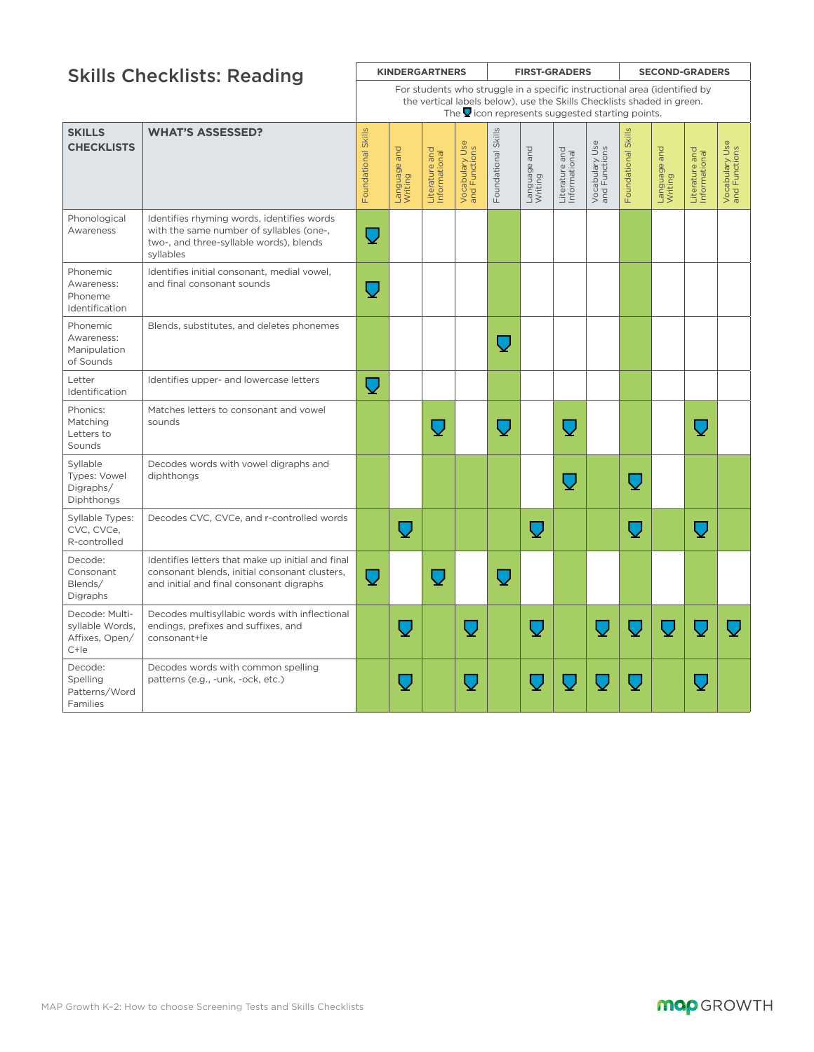# Skills Checklists: Reading

For students who struggle in a specific instructional area (identified by the vertical labels below), use the Skills Checklists shaded in green. The [icon] icon represents suggested starting points.

| SKILLS CHECKLISTS | WHAT'S ASSESSED? | KINDERGARTNERS | | | | FIRST-GRADERS | | | | SECOND-GRADERS | | | |
|---|---|---|---|---|---|---|---|---|---|---|---|---|---|
| | | Foundational Skills | Language and Writing | Literature and Informational | Vocabulary Use and Functions | Foundational Skills | Language and Writing | Literature and Informational | Vocabulary Use and Functions | Foundational Skills | Language and Writing | Literature and Informational | Vocabulary Use and Functions |
| Phonological Awareness | Identifies rhyming words, identifies words with the same number of syllables (one-, two-, and three-syllable words), blends syllables | Start | | | | Shaded | | | | Shaded | | | |
| Phonemic Awareness: Phoneme Identification | Identifies initial consonant, medial vowel, and final consonant sounds | Start | | | | Shaded | | | | Shaded | | | |
| Phonemic Awareness: Manipulation of Sounds | Blends, substitutes, and deletes phonemes | Shaded | | | | Start | | | | Shaded | | | |
| Letter Identification | Identifies upper- and lowercase letters | Start | | | | Shaded | | | | Shaded | | | |
| Phonics: Matching Letters to Sounds | Matches letters to consonant and vowel sounds | Shaded | | Shaded, Start | | Shaded, Start | | Shaded, Start | | Shaded | | Shaded, Start | |
| Syllable Types: Vowel Digraphs/ Diphthongs | Decodes words with vowel digraphs and diphthongs | Shaded | Shaded | Shaded | Shaded | Shaded | | Shaded, Start | Shaded | Shaded, Start | | Shaded | Shaded |
| Syllable Types: CVC, CVCe, R-controlled | Decodes CVC, CVCe, and r-controlled words | Shaded | Shaded, Start | Shaded | Shaded | Shaded | Shaded, Start | Shaded | Shaded | Shaded, Start | Shaded | Shaded, Start | Shaded |
| Decode: Consonant Blends/ Digraphs | Identifies letters that make up initial and final consonant blends, initial consonant clusters, and initial and final consonant digraphs | Start | | Shaded, Start | | Shaded, Start | | | | Shaded | | Shaded | |
| Decode: Multi-syllable Words, Affixes, Open/ C+le | Decodes multisyllabic words with inflectional endings, prefixes and suffixes, and consonant+le | Shaded | Shaded, Start | Shaded | Shaded, Start | Shaded | Shaded, Start | Shaded | Shaded, Start | Shaded, Start | Shaded, Start | Shaded, Start | Shaded, Start |
| Decode: Spelling Patterns/Word Families | Decodes words with common spelling patterns (e.g., -unk, -ock, etc.) | Shaded | Shaded, Start | Shaded | Shaded, Start | Shaded | Shaded, Start | Shaded, Start | Shaded, Start | Shaded, Start | Shaded | Shaded, Start | Shaded |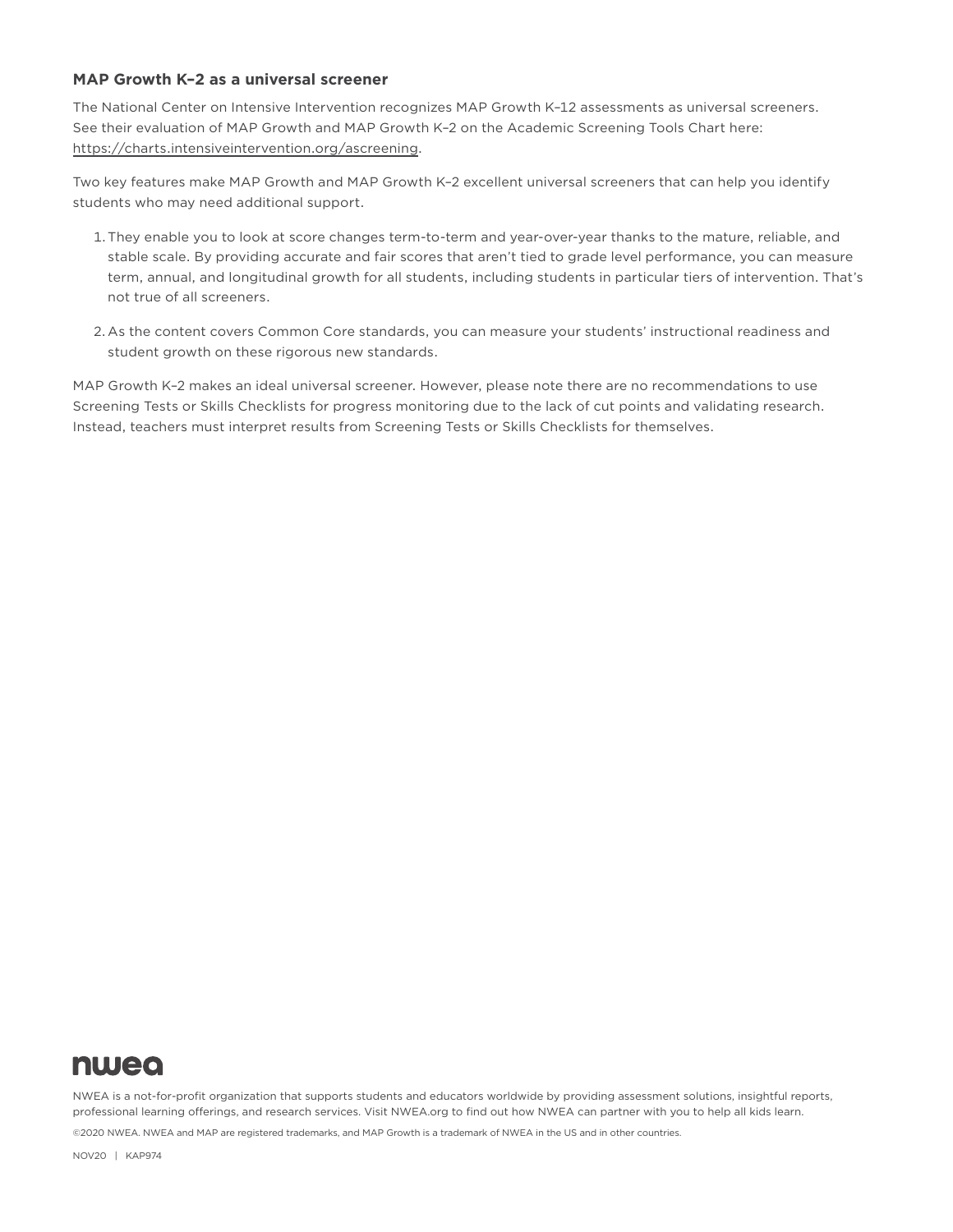### MAP Growth K–2 as a universal screener

The National Center on Intensive Intervention recognizes MAP Growth K–12 assessments as universal screeners. See their evaluation of MAP Growth and MAP Growth K–2 on the Academic Screening Tools Chart here: https://charts.intensiveintervention.org/ascreening.

Two key features make MAP Growth and MAP Growth K–2 excellent universal screeners that can help you identify students who may need additional support.

1. They enable you to look at score changes term-to-term and year-over-year thanks to the mature, reliable, and stable scale. By providing accurate and fair scores that aren't tied to grade level performance, you can measure term, annual, and longitudinal growth for all students, including students in particular tiers of intervention. That's not true of all screeners.
2. As the content covers Common Core standards, you can measure your students' instructional readiness and student growth on these rigorous new standards.

MAP Growth K–2 makes an ideal universal screener. However, please note there are no recommendations to use Screening Tests or Skills Checklists for progress monitoring due to the lack of cut points and validating research. Instead, teachers must interpret results from Screening Tests or Skills Checklists for themselves.

nwea

NWEA is a not-for-profit organization that supports students and educators worldwide by providing assessment solutions, insightful reports, professional learning offerings, and research services. Visit NWEA.org to find out how NWEA can partner with you to help all kids learn.

©2020 NWEA. NWEA and MAP are registered trademarks, and MAP Growth is a trademark of NWEA in the US and in other countries.

NOV20 | KAP974